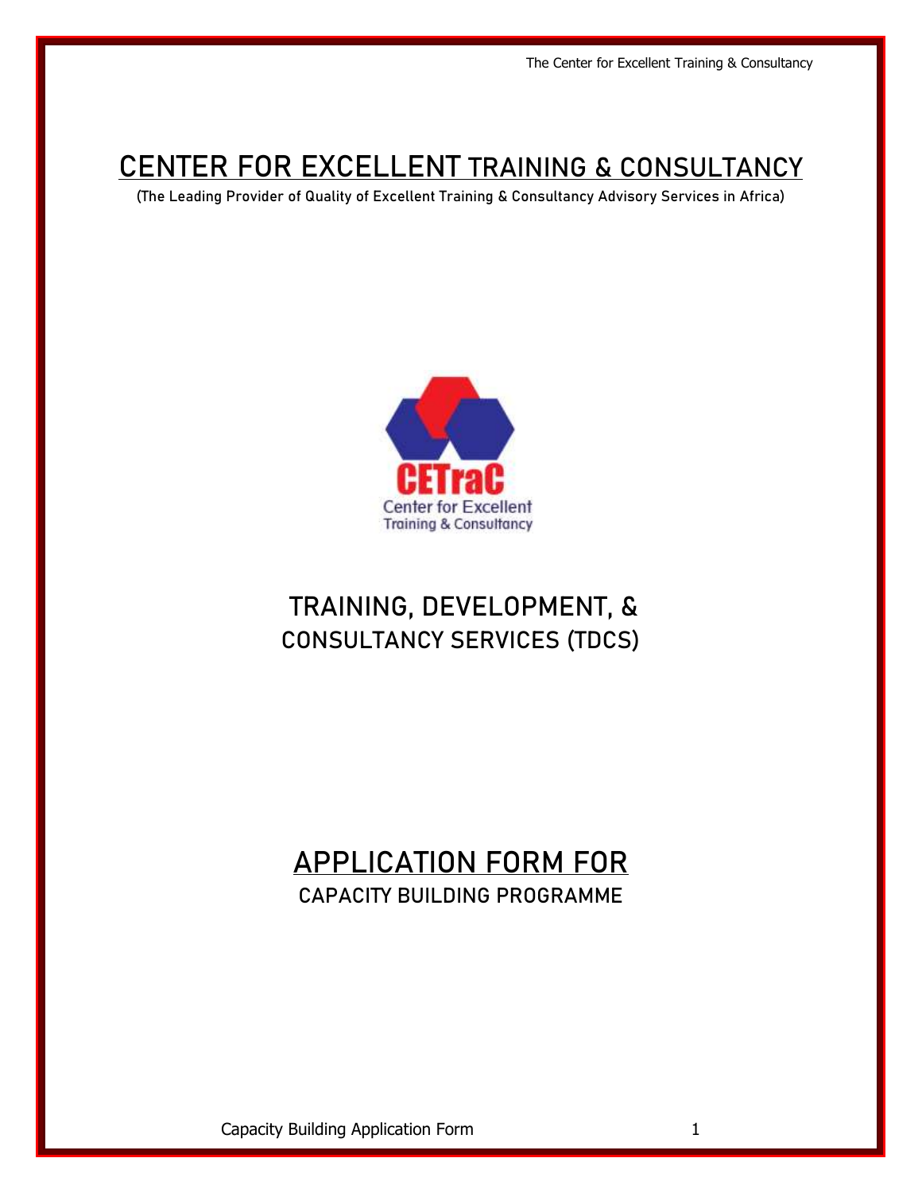# CENTER FOR EXCELLENT TRAINING & CONSULTANCY

(The Leading Provider of Quality of Excellent Training & Consultancy Advisory Services in Africa)

CETraC

Center for Excellent Training & Consultancy

## TRAINING, DEVELOPMENT, & CONSULTANCY SERVICES (TDCS)

## APPLICATION FORM FOR

CAPACITY BUILDING PROGRAMME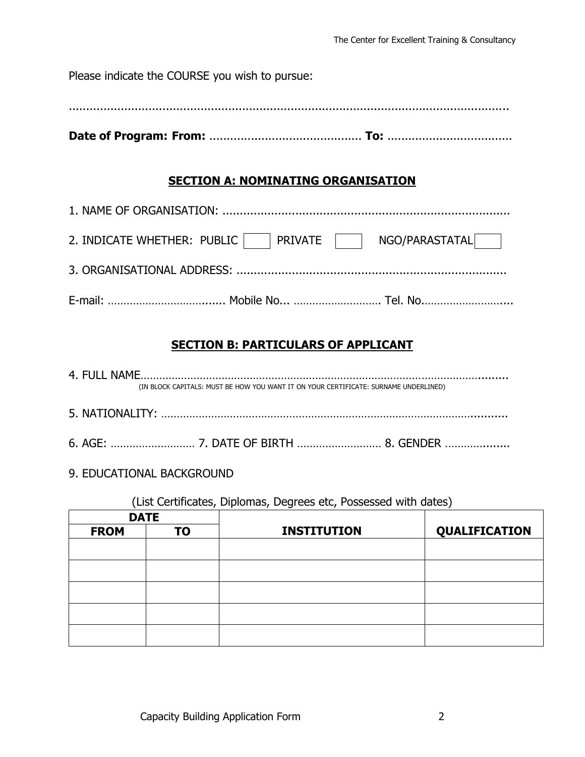Please indicate the COURSE you wish to pursue:

……………………………………………………………………………………………………………………

**Date of Program: From:** ……………………………………… **To:** ………………………………

## SECTION A: NOMINATING ORGANISATION

1. NAME OF ORGANISATION: ………………………………………………………………………………

2. INDICATE WHETHER: PUBLIC ☐ PRIVATE ☐ NGO/PARASTATAL ☐

3. ORGANISATIONAL ADDRESS: ……………………………………………………………………………

E-mail: ………………………………...... Mobile No... ……………………… Tel. No………………………...

## SECTION B: PARTICULARS OF APPLICANT

4. FULL NAME……………………………………………………………………………………………………….
(IN BLOCK CAPITALS: MUST BE HOW YOU WANT IT ON YOUR CERTIFICATE: SURNAME UNDERLINED)

5. NATIONALITY: ……………………………………………………………………………………………..........

6. AGE: ……………………… 7. DATE OF BIRTH ……………………… 8. GENDER …………........

9. EDUCATIONAL BACKGROUND

(List Certificates, Diplomas, Degrees etc, Possessed with dates)

| DATE | | INSTITUTION | QUALIFICATION |
|---|---|---|---|
| **FROM** | **TO** | | |
| | | | |
| | | | |
| | | | |
| | | | |
| | | | |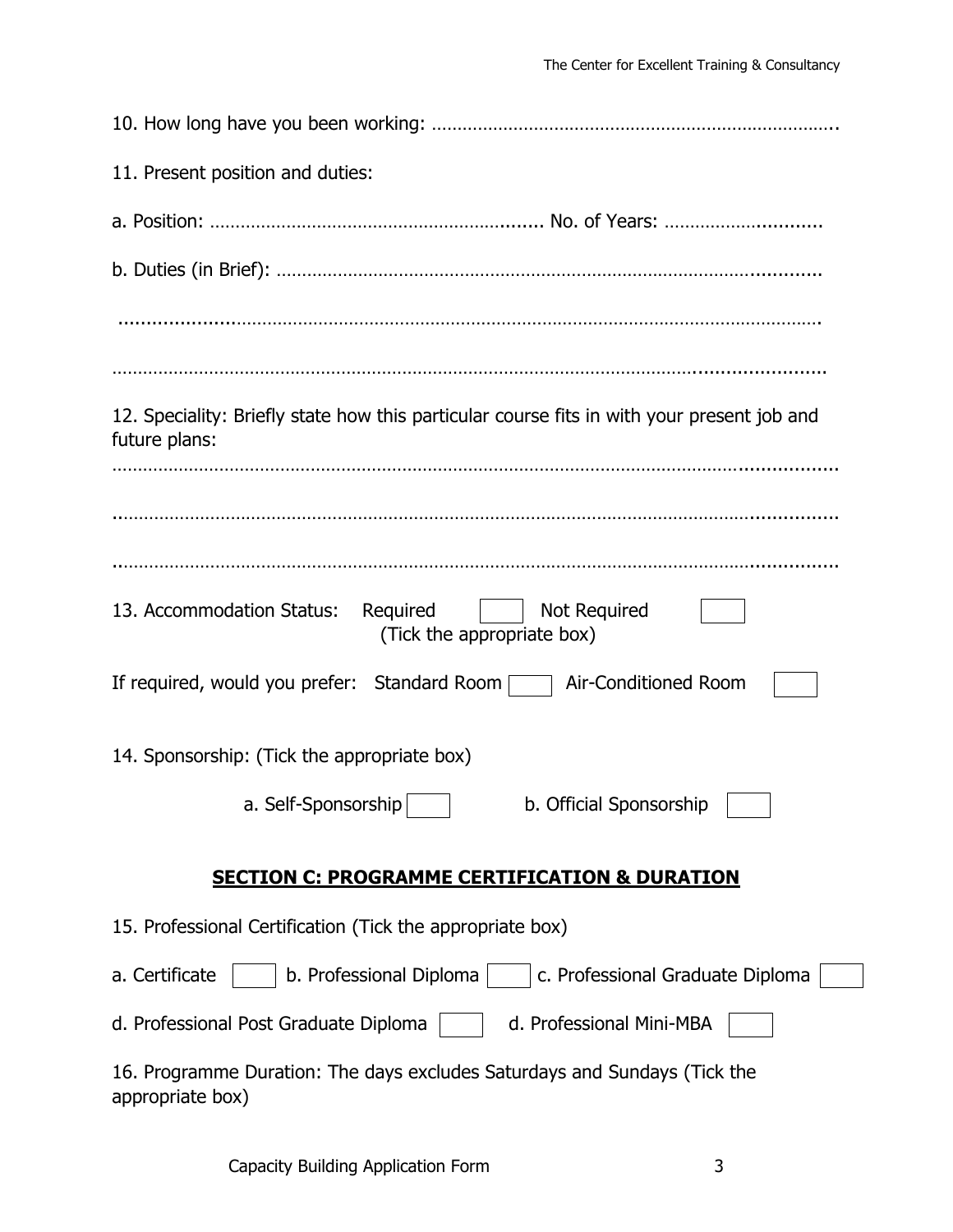10. How long have you been working: ……………………………………………………………………..

11. Present position and duties:

a. Position: …………………………………………………….... No. of Years: …………………..........

b. Duties (in Brief): ……………………………………………………………………………...........

…………………………………………………………………………………………………………………

…………………………………………………………………………………………………………………

12. Speciality: Briefly state how this particular course fits in with your present job and future plans:

…………………………………………………………………………………………………………………

…………………………………………………………………………………………………………………

…………………………………………………………………………………………………………………

13. Accommodation Status: Required ☐ Not Required ☐
(Tick the appropriate box)

If required, would you prefer: Standard Room ☐ Air-Conditioned Room ☐

14. Sponsorship: (Tick the appropriate box)

a. Self-Sponsorship ☐ b. Official Sponsorship ☐

## SECTION C: PROGRAMME CERTIFICATION & DURATION

15. Professional Certification (Tick the appropriate box)

a. Certificate ☐ b. Professional Diploma ☐ c. Professional Graduate Diploma ☐

d. Professional Post Graduate Diploma ☐ d. Professional Mini-MBA ☐

16. Programme Duration: The days excludes Saturdays and Sundays (Tick the appropriate box)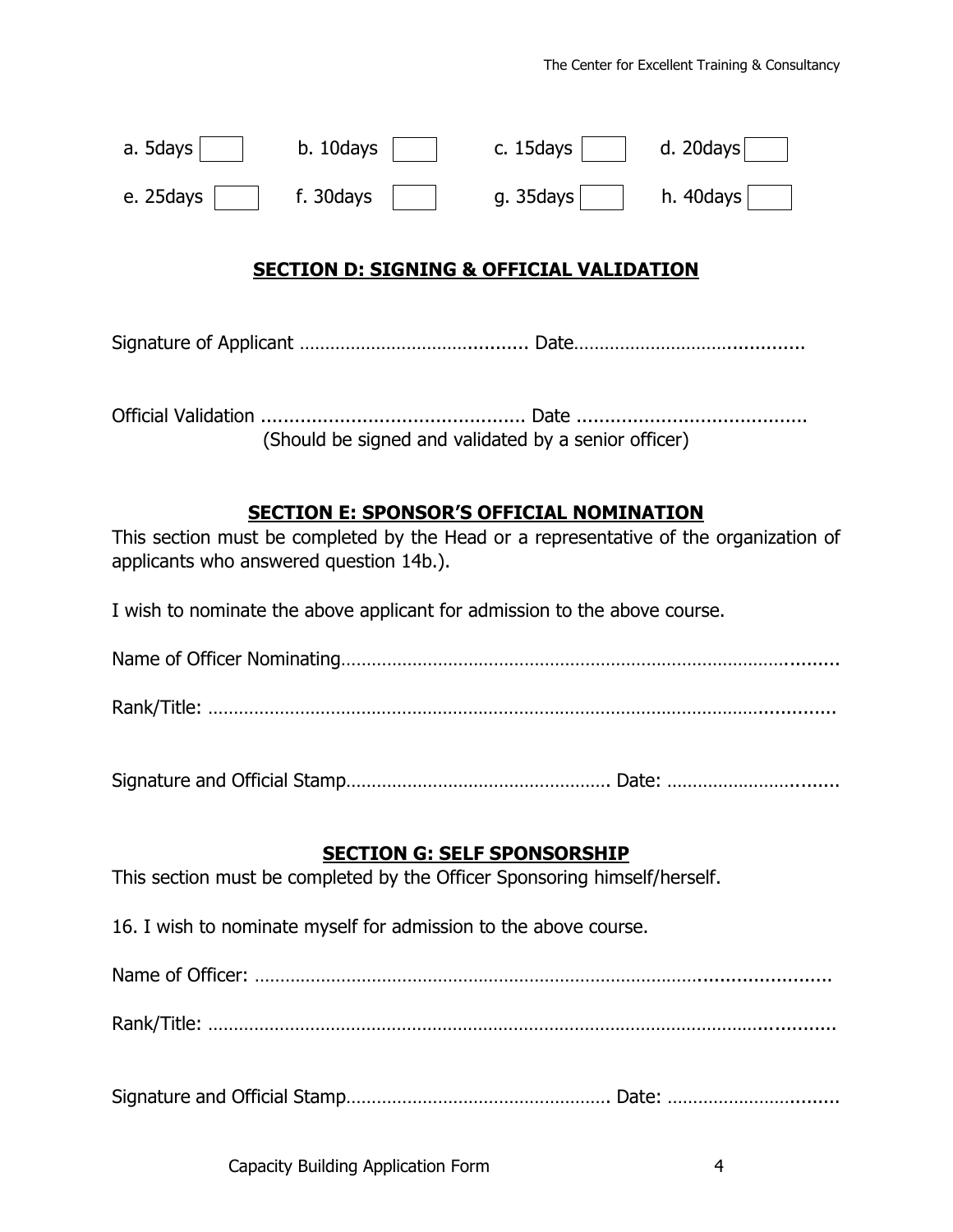a. 5days ☐   b. 10days ☐   c. 15days ☐   d. 20days ☐

e. 25days ☐   f. 30days ☐   g. 35days ☐   h. 40days ☐

## SECTION D: SIGNING & OFFICIAL VALIDATION

Signature of Applicant ………………………………......... Date……………………………............

Official Validation .............................................. Date ........................................
(Should be signed and validated by a senior officer)

## SECTION E: SPONSOR'S OFFICIAL NOMINATION

This section must be completed by the Head or a representative of the organization of applicants who answered question 14b.).

I wish to nominate the above applicant for admission to the above course.

Name of Officer Nominating……………………………………………………………………………..........

Rank/Title: ……………………………………………………………………………………………….............

Signature and Official Stamp……………………………………………. Date: …………………….........

## SECTION G: SELF SPONSORSHIP

This section must be completed by the Officer Sponsoring himself/herself.

16. I wish to nominate myself for admission to the above course.

Name of Officer: ……………………………………………………………………………........................

Rank/Title: ……………………………………………………………………………………………….............

Signature and Official Stamp……………………………………………. Date: …………………….........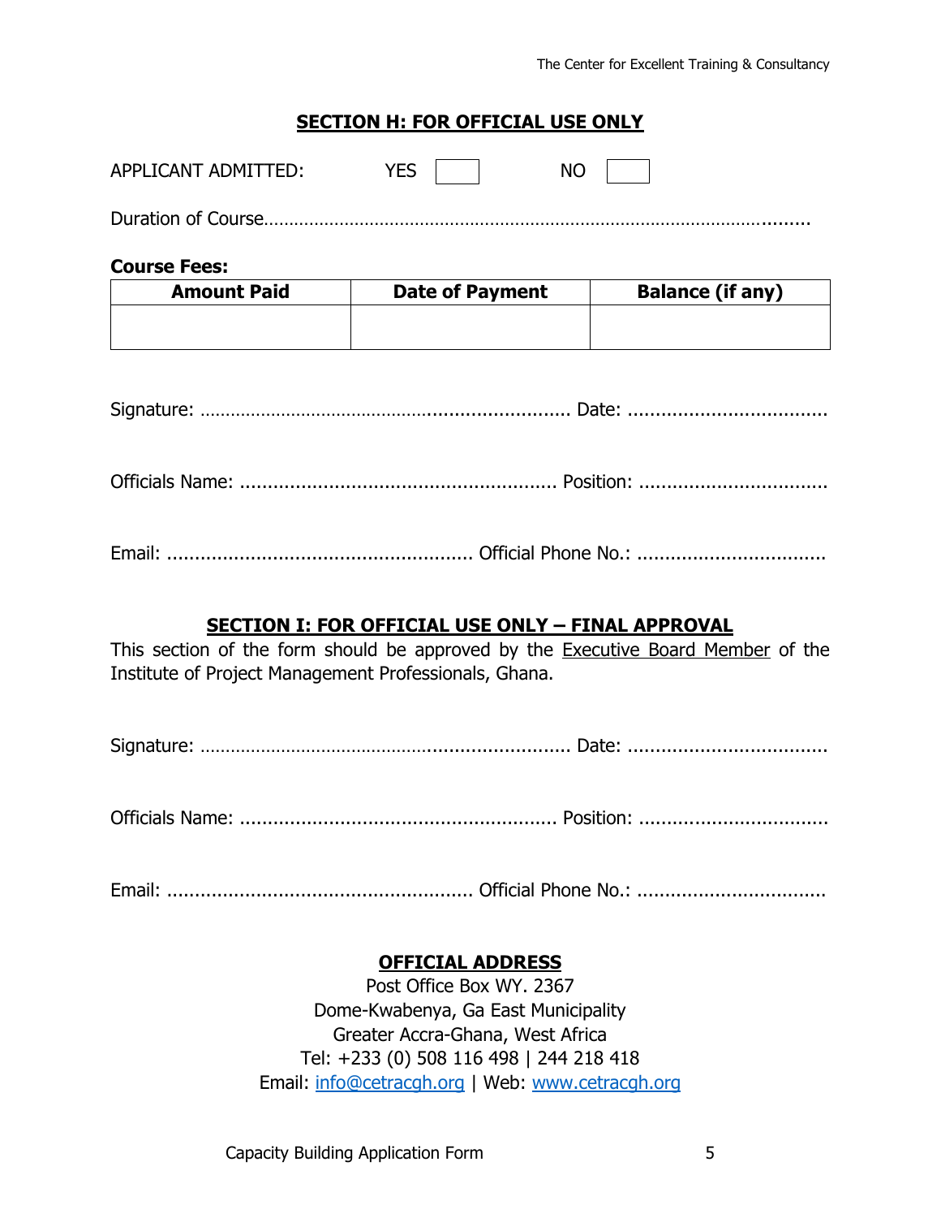## SECTION H: FOR OFFICIAL USE ONLY

APPLICANT ADMITTED: YES ☐ NO ☐

Duration of Course………………………………………………………………………………………........

**Course Fees:**

| Amount Paid | Date of Payment | Balance (if any) |
|---|---|---|
| | | |

Signature: ………………………………………........................ Date: ...................................

Officials Name: ........................................................ Position: .................................

Email: ...................................................... Official Phone No.: .................................

## SECTION I: FOR OFFICIAL USE ONLY – FINAL APPROVAL

This section of the form should be approved by the Executive Board Member of the Institute of Project Management Professionals, Ghana.

Signature: ………………………………………........................ Date: ...................................

Officials Name: ........................................................ Position: .................................

Email: ...................................................... Official Phone No.: .................................

## OFFICIAL ADDRESS

Post Office Box WY. 2367
Dome-Kwabenya, Ga East Municipality
Greater Accra-Ghana, West Africa
Tel: +233 (0) 508 116 498 | 244 218 418
Email: info@cetracgh.org | Web: www.cetracgh.org